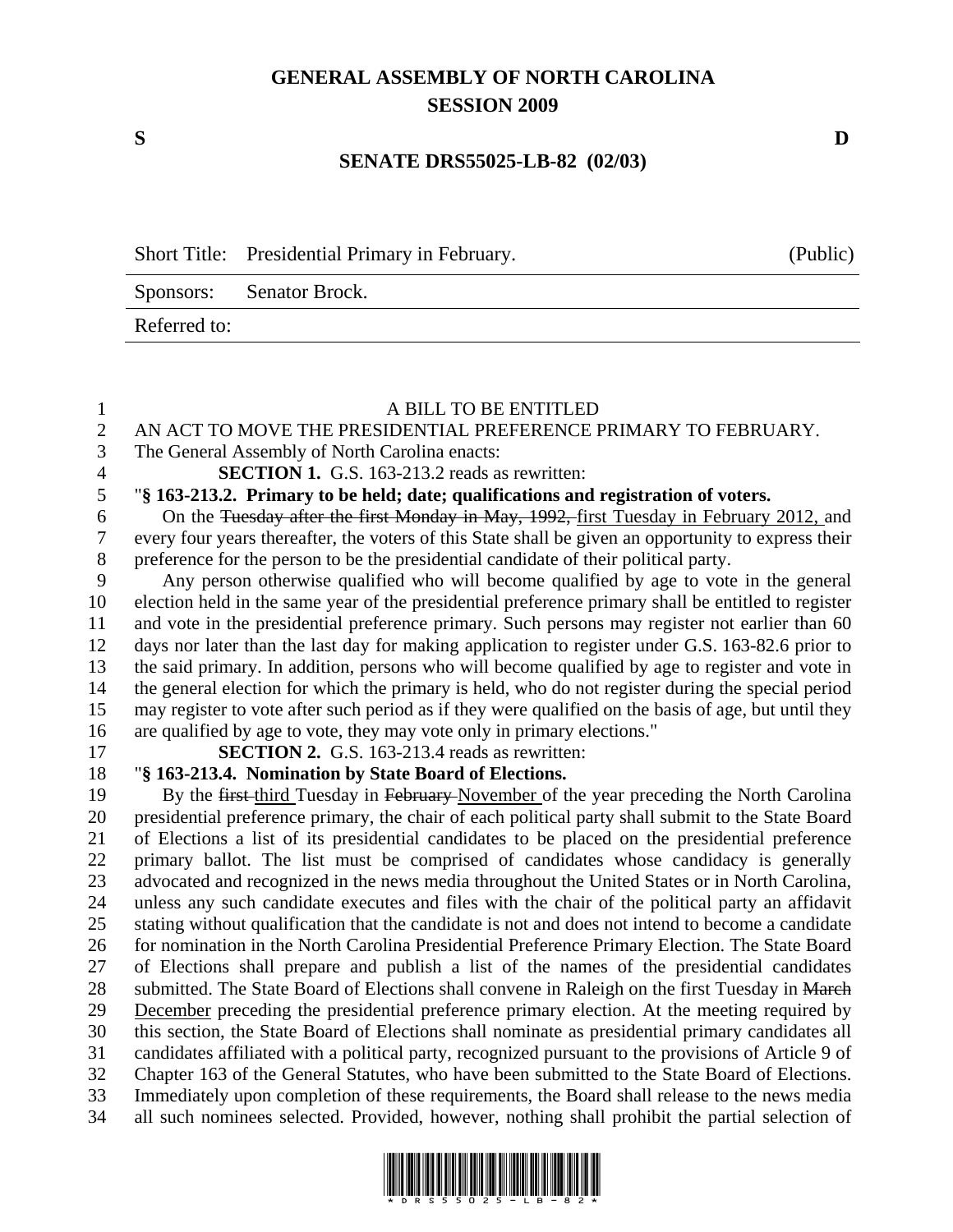# GENERAL ASSEMBLY OF NORTH CAROLINA
## SESSION 2009

**S** **D**

**SENATE DRS55025-LB-82 (02/03)**

| Short Title: | Presidential Primary in February. | (Public) |
|---|---|---|
| Sponsors: | Senator Brock. | |
| Referred to: | | |

A BILL TO BE ENTITLED

AN ACT TO MOVE THE PRESIDENTIAL PREFERENCE PRIMARY TO FEBRUARY.

The General Assembly of North Carolina enacts:

**SECTION 1.** G.S. 163-213.2 reads as rewritten:

"**§ 163-213.2. Primary to be held; date; qualifications and registration of voters.**

On the ~~Tuesday after the first Monday in May, 1992,~~ <u>first Tuesday in February 2012,</u> and every four years thereafter, the voters of this State shall be given an opportunity to express their preference for the person to be the presidential candidate of their political party.

Any person otherwise qualified who will become qualified by age to vote in the general election held in the same year of the presidential preference primary shall be entitled to register and vote in the presidential preference primary. Such persons may register not earlier than 60 days nor later than the last day for making application to register under G.S. 163-82.6 prior to the said primary. In addition, persons who will become qualified by age to register and vote in the general election for which the primary is held, who do not register during the special period may register to vote after such period as if they were qualified on the basis of age, but until they are qualified by age to vote, they may vote only in primary elections."

**SECTION 2.** G.S. 163-213.4 reads as rewritten:

"**§ 163-213.4. Nomination by State Board of Elections.**

By the ~~first~~ <u>third</u> Tuesday in ~~February~~ <u>November</u> of the year preceding the North Carolina presidential preference primary, the chair of each political party shall submit to the State Board of Elections a list of its presidential candidates to be placed on the presidential preference primary ballot. The list must be comprised of candidates whose candidacy is generally advocated and recognized in the news media throughout the United States or in North Carolina, unless any such candidate executes and files with the chair of the political party an affidavit stating without qualification that the candidate is not and does not intend to become a candidate for nomination in the North Carolina Presidential Preference Primary Election. The State Board of Elections shall prepare and publish a list of the names of the presidential candidates submitted. The State Board of Elections shall convene in Raleigh on the first Tuesday in ~~March~~ <u>December</u> preceding the presidential preference primary election. At the meeting required by this section, the State Board of Elections shall nominate as presidential primary candidates all candidates affiliated with a political party, recognized pursuant to the provisions of Article 9 of Chapter 163 of the General Statutes, who have been submitted to the State Board of Elections. Immediately upon completion of these requirements, the Board shall release to the news media all such nominees selected. Provided, however, nothing shall prohibit the partial selection of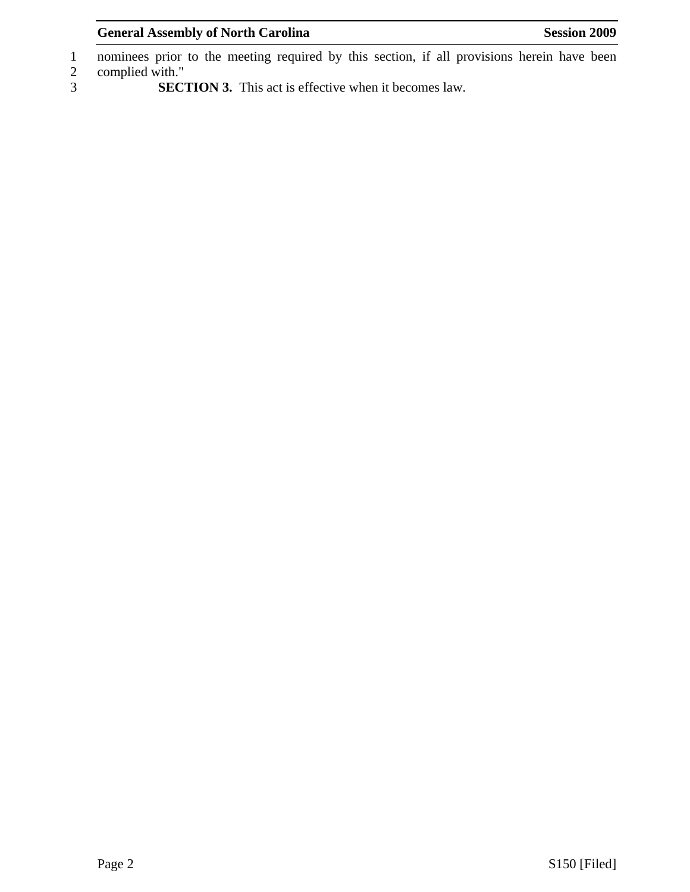nominees prior to the meeting required by this section, if all provisions herein have been complied with."

**SECTION 3.** This act is effective when it becomes law.